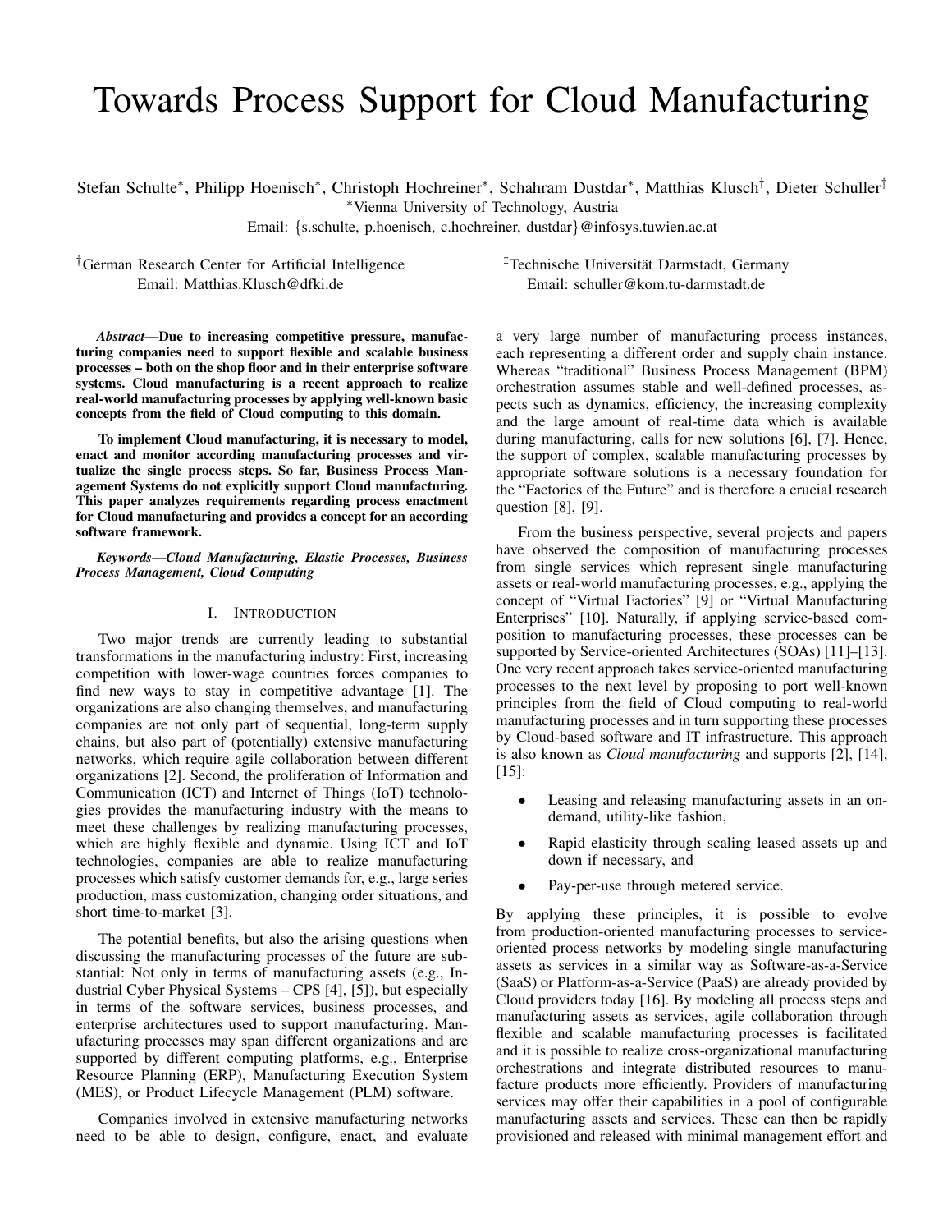# Towards Process Support for Cloud Manufacturing

Stefan Schulte[*], Philipp Hoenisch[*], Christoph Hochreiner[*], Schahram Dustdar[*], Matthias Klusch[†], Dieter Schuller[‡]
[*]Vienna University of Technology, Austria
Email: {s.schulte, p.hoenisch, c.hochreiner, dustdar}@infosys.tuwien.ac.at

[†]German Research Center for Artificial Intelligence
Email: Matthias.Klusch@dfki.de

[‡]Technische Universität Darmstadt, Germany
Email: schuller@kom.tu-darmstadt.de

***Abstract*—Due to increasing competitive pressure, manufacturing companies need to support flexible and scalable business processes – both on the shop floor and in their enterprise software systems. Cloud manufacturing is a recent approach to realize real-world manufacturing processes by applying well-known basic concepts from the field of Cloud computing to this domain.**

**To implement Cloud manufacturing, it is necessary to model, enact and monitor according manufacturing processes and virtualize the single process steps. So far, Business Process Management Systems do not explicitly support Cloud manufacturing. This paper analyzes requirements regarding process enactment for Cloud manufacturing and provides a concept for an according software framework.**

***Keywords*—*Cloud Manufacturing, Elastic Processes, Business Process Management, Cloud Computing***

## I. Introduction

Two major trends are currently leading to substantial transformations in the manufacturing industry: First, increasing competition with lower-wage countries forces companies to find new ways to stay in competitive advantage [1]. The organizations are also changing themselves, and manufacturing companies are not only part of sequential, long-term supply chains, but also part of (potentially) extensive manufacturing networks, which require agile collaboration between different organizations [2]. Second, the proliferation of Information and Communication (ICT) and Internet of Things (IoT) technologies provides the manufacturing industry with the means to meet these challenges by realizing manufacturing processes, which are highly flexible and dynamic. Using ICT and IoT technologies, companies are able to realize manufacturing processes which satisfy customer demands for, e.g., large series production, mass customization, changing order situations, and short time-to-market [3].

The potential benefits, but also the arising questions when discussing the manufacturing processes of the future are substantial: Not only in terms of manufacturing assets (e.g., Industrial Cyber Physical Systems – CPS [4], [5]), but especially in terms of the software services, business processes, and enterprise architectures used to support manufacturing. Manufacturing processes may span different organizations and are supported by different computing platforms, e.g., Enterprise Resource Planning (ERP), Manufacturing Execution System (MES), or Product Lifecycle Management (PLM) software.

Companies involved in extensive manufacturing networks need to be able to design, configure, enact, and evaluate a very large number of manufacturing process instances, each representing a different order and supply chain instance. Whereas "traditional" Business Process Management (BPM) orchestration assumes stable and well-defined processes, aspects such as dynamics, efficiency, the increasing complexity and the large amount of real-time data which is available during manufacturing, calls for new solutions [6], [7]. Hence, the support of complex, scalable manufacturing processes by appropriate software solutions is a necessary foundation for the "Factories of the Future" and is therefore a crucial research question [8], [9].

From the business perspective, several projects and papers have observed the composition of manufacturing processes from single services which represent single manufacturing assets or real-world manufacturing processes, e.g., applying the concept of "Virtual Factories" [9] or "Virtual Manufacturing Enterprises" [10]. Naturally, if applying service-based composition to manufacturing processes, these processes can be supported by Service-oriented Architectures (SOAs) [11]–[13]. One very recent approach takes service-oriented manufacturing processes to the next level by proposing to port well-known principles from the field of Cloud computing to real-world manufacturing processes and in turn supporting these processes by Cloud-based software and IT infrastructure. This approach is also known as *Cloud manufacturing* and supports [2], [14], [15]:

- Leasing and releasing manufacturing assets in an on-demand, utility-like fashion,
- Rapid elasticity through scaling leased assets up and down if necessary, and
- Pay-per-use through metered service.

By applying these principles, it is possible to evolve from production-oriented manufacturing processes to service-oriented process networks by modeling single manufacturing assets as services in a similar way as Software-as-a-Service (SaaS) or Platform-as-a-Service (PaaS) are already provided by Cloud providers today [16]. By modeling all process steps and manufacturing assets as services, agile collaboration through flexible and scalable manufacturing processes is facilitated and it is possible to realize cross-organizational manufacturing orchestrations and integrate distributed resources to manufacture products more efficiently. Providers of manufacturing services may offer their capabilities in a pool of configurable manufacturing assets and services. These can then be rapidly provisioned and released with minimal management effort and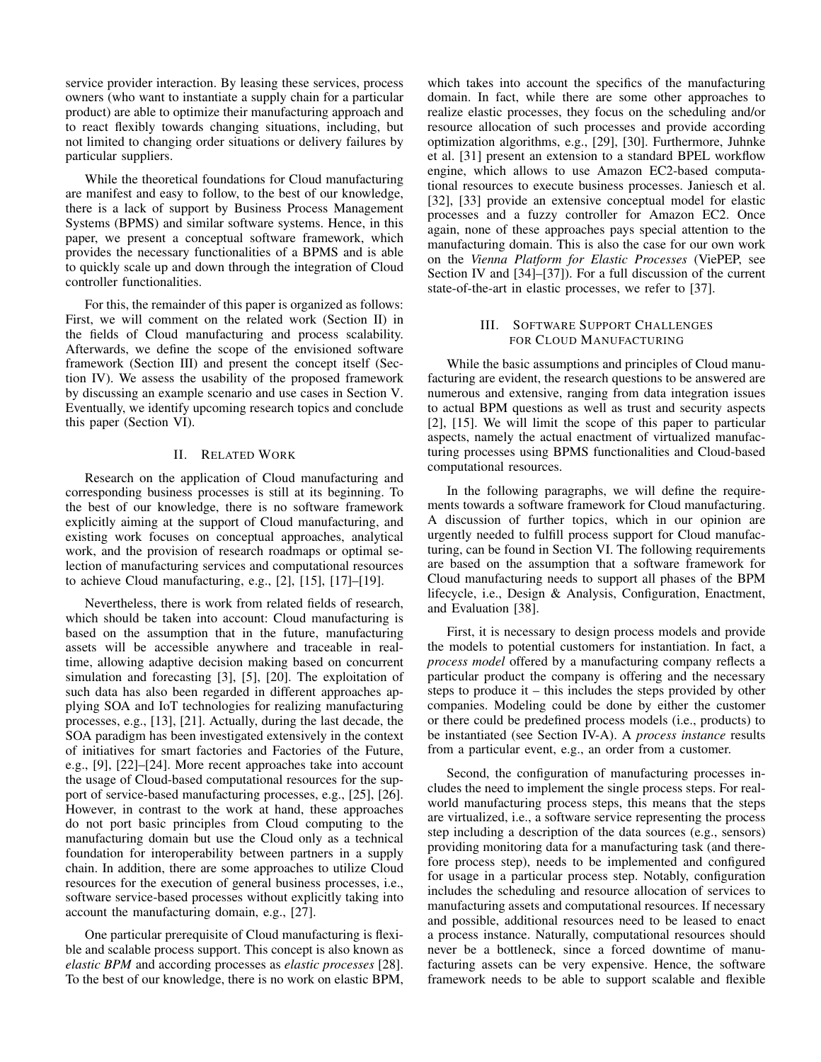service provider interaction. By leasing these services, process owners (who want to instantiate a supply chain for a particular product) are able to optimize their manufacturing approach and to react flexibly towards changing situations, including, but not limited to changing order situations or delivery failures by particular suppliers.

While the theoretical foundations for Cloud manufacturing are manifest and easy to follow, to the best of our knowledge, there is a lack of support by Business Process Management Systems (BPMS) and similar software systems. Hence, in this paper, we present a conceptual software framework, which provides the necessary functionalities of a BPMS and is able to quickly scale up and down through the integration of Cloud controller functionalities.

For this, the remainder of this paper is organized as follows: First, we will comment on the related work (Section II) in the fields of Cloud manufacturing and process scalability. Afterwards, we define the scope of the envisioned software framework (Section III) and present the concept itself (Section IV). We assess the usability of the proposed framework by discussing an example scenario and use cases in Section V. Eventually, we identify upcoming research topics and conclude this paper (Section VI).

## II. Related Work

Research on the application of Cloud manufacturing and corresponding business processes is still at its beginning. To the best of our knowledge, there is no software framework explicitly aiming at the support of Cloud manufacturing, and existing work focuses on conceptual approaches, analytical work, and the provision of research roadmaps or optimal selection of manufacturing services and computational resources to achieve Cloud manufacturing, e.g., [2], [15], [17]–[19].

Nevertheless, there is work from related fields of research, which should be taken into account: Cloud manufacturing is based on the assumption that in the future, manufacturing assets will be accessible anywhere and traceable in real-time, allowing adaptive decision making based on concurrent simulation and forecasting [3], [5], [20]. The exploitation of such data has also been regarded in different approaches applying SOA and IoT technologies for realizing manufacturing processes, e.g., [13], [21]. Actually, during the last decade, the SOA paradigm has been investigated extensively in the context of initiatives for smart factories and Factories of the Future, e.g., [9], [22]–[24]. More recent approaches take into account the usage of Cloud-based computational resources for the support of service-based manufacturing processes, e.g., [25], [26]. However, in contrast to the work at hand, these approaches do not port basic principles from Cloud computing to the manufacturing domain but use the Cloud only as a technical foundation for interoperability between partners in a supply chain. In addition, there are some approaches to utilize Cloud resources for the execution of general business processes, i.e., software service-based processes without explicitly taking into account the manufacturing domain, e.g., [27].

One particular prerequisite of Cloud manufacturing is flexible and scalable process support. This concept is also known as *elastic BPM* and according processes as *elastic processes* [28]. To the best of our knowledge, there is no work on elastic BPM, which takes into account the specifics of the manufacturing domain. In fact, while there are some other approaches to realize elastic processes, they focus on the scheduling and/or resource allocation of such processes and provide according optimization algorithms, e.g., [29], [30]. Furthermore, Juhnke et al. [31] present an extension to a standard BPEL workflow engine, which allows to use Amazon EC2-based computational resources to execute business processes. Janiesch et al. [32], [33] provide an extensive conceptual model for elastic processes and a fuzzy controller for Amazon EC2. Once again, none of these approaches pays special attention to the manufacturing domain. This is also the case for our own work on the *Vienna Platform for Elastic Processes* (ViePEP, see Section IV and [34]–[37]). For a full discussion of the current state-of-the-art in elastic processes, we refer to [37].

## III. Software Support Challenges for Cloud Manufacturing

While the basic assumptions and principles of Cloud manufacturing are evident, the research questions to be answered are numerous and extensive, ranging from data integration issues to actual BPM questions as well as trust and security aspects [2], [15]. We will limit the scope of this paper to particular aspects, namely the actual enactment of virtualized manufacturing processes using BPMS functionalities and Cloud-based computational resources.

In the following paragraphs, we will define the requirements towards a software framework for Cloud manufacturing. A discussion of further topics, which in our opinion are urgently needed to fulfill process support for Cloud manufacturing, can be found in Section VI. The following requirements are based on the assumption that a software framework for Cloud manufacturing needs to support all phases of the BPM lifecycle, i.e., Design & Analysis, Configuration, Enactment, and Evaluation [38].

First, it is necessary to design process models and provide the models to potential customers for instantiation. In fact, a *process model* offered by a manufacturing company reflects a particular product the company is offering and the necessary steps to produce it – this includes the steps provided by other companies. Modeling could be done by either the customer or there could be predefined process models (i.e., products) to be instantiated (see Section IV-A). A *process instance* results from a particular event, e.g., an order from a customer.

Second, the configuration of manufacturing processes includes the need to implement the single process steps. For real-world manufacturing process steps, this means that the steps are virtualized, i.e., a software service representing the process step including a description of the data sources (e.g., sensors) providing monitoring data for a manufacturing task (and therefore process step), needs to be implemented and configured for usage in a particular process step. Notably, configuration includes the scheduling and resource allocation of services to manufacturing assets and computational resources. If necessary and possible, additional resources need to be leased to enact a process instance. Naturally, computational resources should never be a bottleneck, since a forced downtime of manufacturing assets can be very expensive. Hence, the software framework needs to be able to support scalable and flexible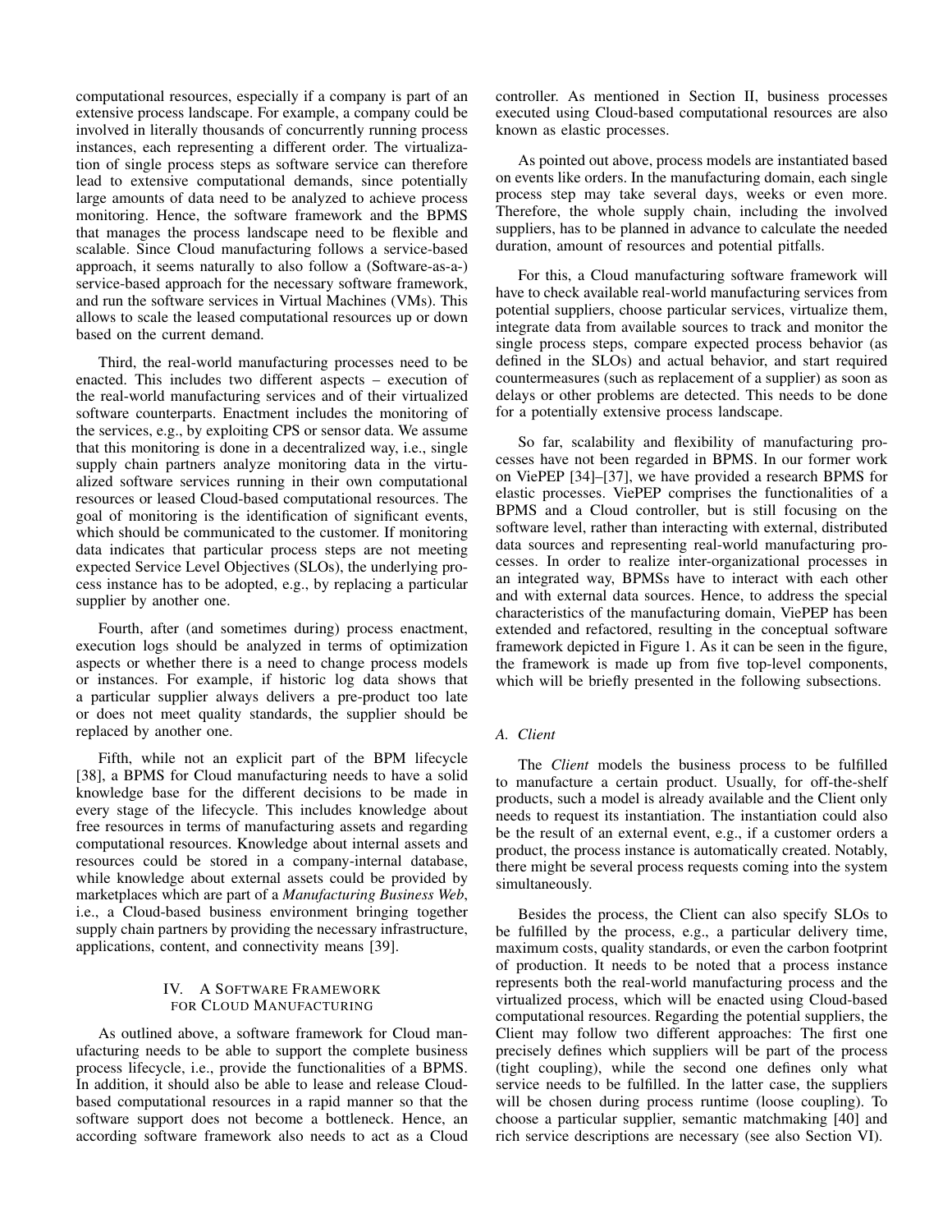computational resources, especially if a company is part of an extensive process landscape. For example, a company could be involved in literally thousands of concurrently running process instances, each representing a different order. The virtualization of single process steps as software service can therefore lead to extensive computational demands, since potentially large amounts of data need to be analyzed to achieve process monitoring. Hence, the software framework and the BPMS that manages the process landscape need to be flexible and scalable. Since Cloud manufacturing follows a service-based approach, it seems naturally to also follow a (Software-as-a-) service-based approach for the necessary software framework, and run the software services in Virtual Machines (VMs). This allows to scale the leased computational resources up or down based on the current demand.

Third, the real-world manufacturing processes need to be enacted. This includes two different aspects – execution of the real-world manufacturing services and of their virtualized software counterparts. Enactment includes the monitoring of the services, e.g., by exploiting CPS or sensor data. We assume that this monitoring is done in a decentralized way, i.e., single supply chain partners analyze monitoring data in the virtualized software services running in their own computational resources or leased Cloud-based computational resources. The goal of monitoring is the identification of significant events, which should be communicated to the customer. If monitoring data indicates that particular process steps are not meeting expected Service Level Objectives (SLOs), the underlying process instance has to be adopted, e.g., by replacing a particular supplier by another one.

Fourth, after (and sometimes during) process enactment, execution logs should be analyzed in terms of optimization aspects or whether there is a need to change process models or instances. For example, if historic log data shows that a particular supplier always delivers a pre-product too late or does not meet quality standards, the supplier should be replaced by another one.

Fifth, while not an explicit part of the BPM lifecycle [38], a BPMS for Cloud manufacturing needs to have a solid knowledge base for the different decisions to be made in every stage of the lifecycle. This includes knowledge about free resources in terms of manufacturing assets and regarding computational resources. Knowledge about internal assets and resources could be stored in a company-internal database, while knowledge about external assets could be provided by marketplaces which are part of a *Manufacturing Business Web*, i.e., a Cloud-based business environment bringing together supply chain partners by providing the necessary infrastructure, applications, content, and connectivity means [39].

## IV. A Software Framework for Cloud Manufacturing

As outlined above, a software framework for Cloud manufacturing needs to be able to support the complete business process lifecycle, i.e., provide the functionalities of a BPMS. In addition, it should also be able to lease and release Cloud-based computational resources in a rapid manner so that the software support does not become a bottleneck. Hence, an according software framework also needs to act as a Cloud controller. As mentioned in Section II, business processes executed using Cloud-based computational resources are also known as elastic processes.

As pointed out above, process models are instantiated based on events like orders. In the manufacturing domain, each single process step may take several days, weeks or even more. Therefore, the whole supply chain, including the involved suppliers, has to be planned in advance to calculate the needed duration, amount of resources and potential pitfalls.

For this, a Cloud manufacturing software framework will have to check available real-world manufacturing services from potential suppliers, choose particular services, virtualize them, integrate data from available sources to track and monitor the single process steps, compare expected process behavior (as defined in the SLOs) and actual behavior, and start required countermeasures (such as replacement of a supplier) as soon as delays or other problems are detected. This needs to be done for a potentially extensive process landscape.

So far, scalability and flexibility of manufacturing processes have not been regarded in BPMS. In our former work on ViePEP [34]–[37], we have provided a research BPMS for elastic processes. ViePEP comprises the functionalities of a BPMS and a Cloud controller, but is still focusing on the software level, rather than interacting with external, distributed data sources and representing real-world manufacturing processes. In order to realize inter-organizational processes in an integrated way, BPMSs have to interact with each other and with external data sources. Hence, to address the special characteristics of the manufacturing domain, ViePEP has been extended and refactored, resulting in the conceptual software framework depicted in Figure 1. As it can be seen in the figure, the framework is made up from five top-level components, which will be briefly presented in the following subsections.

### A. Client

The *Client* models the business process to be fulfilled to manufacture a certain product. Usually, for off-the-shelf products, such a model is already available and the Client only needs to request its instantiation. The instantiation could also be the result of an external event, e.g., if a customer orders a product, the process instance is automatically created. Notably, there might be several process requests coming into the system simultaneously.

Besides the process, the Client can also specify SLOs to be fulfilled by the process, e.g., a particular delivery time, maximum costs, quality standards, or even the carbon footprint of production. It needs to be noted that a process instance represents both the real-world manufacturing process and the virtualized process, which will be enacted using Cloud-based computational resources. Regarding the potential suppliers, the Client may follow two different approaches: The first one precisely defines which suppliers will be part of the process (tight coupling), while the second one defines only what service needs to be fulfilled. In the latter case, the suppliers will be chosen during process runtime (loose coupling). To choose a particular supplier, semantic matchmaking [40] and rich service descriptions are necessary (see also Section VI).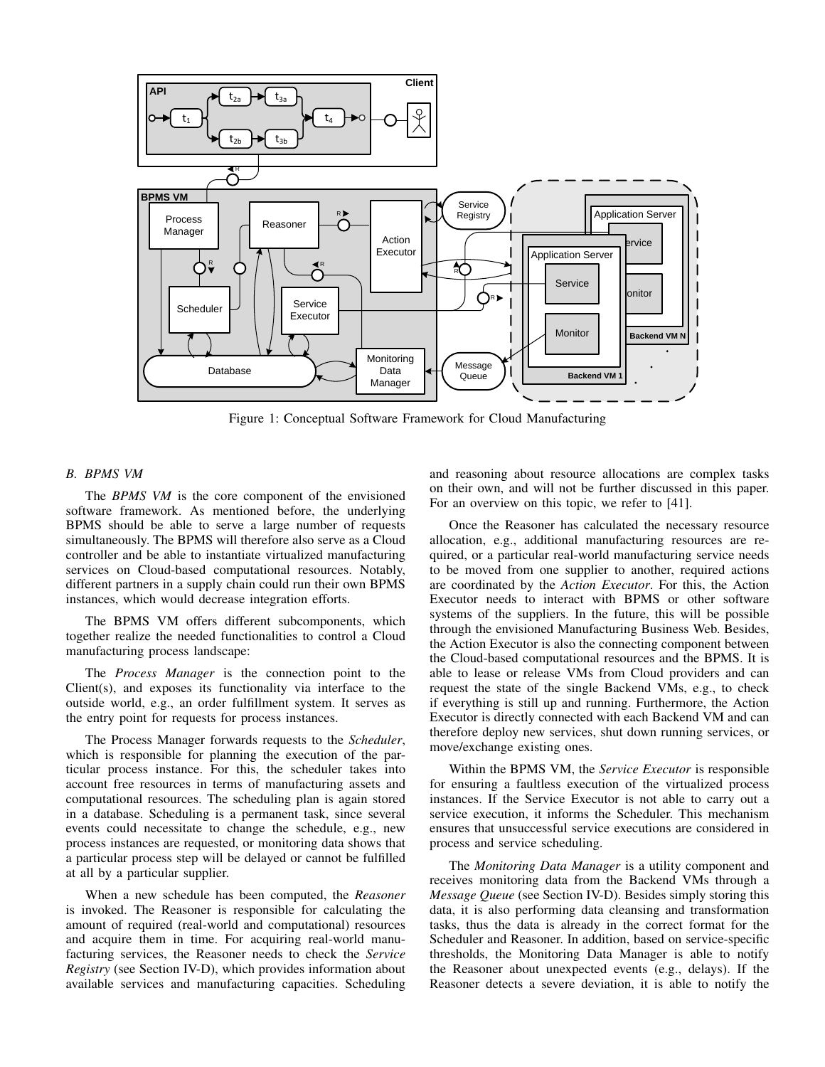Figure 1: Conceptual Software Framework for Cloud Manufacturing

### B. BPMS VM

The *BPMS VM* is the core component of the envisioned software framework. As mentioned before, the underlying BPMS should be able to serve a large number of requests simultaneously. The BPMS will therefore also serve as a Cloud controller and be able to instantiate virtualized manufacturing services on Cloud-based computational resources. Notably, different partners in a supply chain could run their own BPMS instances, which would decrease integration efforts.

The BPMS VM offers different subcomponents, which together realize the needed functionalities to control a Cloud manufacturing process landscape:

The *Process Manager* is the connection point to the Client(s), and exposes its functionality via interface to the outside world, e.g., an order fulfillment system. It serves as the entry point for requests for process instances.

The Process Manager forwards requests to the *Scheduler*, which is responsible for planning the execution of the particular process instance. For this, the scheduler takes into account free resources in terms of manufacturing assets and computational resources. The scheduling plan is again stored in a database. Scheduling is a permanent task, since several events could necessitate to change the schedule, e.g., new process instances are requested, or monitoring data shows that a particular process step will be delayed or cannot be fulfilled at all by a particular supplier.

When a new schedule has been computed, the *Reasoner* is invoked. The Reasoner is responsible for calculating the amount of required (real-world and computational) resources and acquire them in time. For acquiring real-world manufacturing services, the Reasoner needs to check the *Service Registry* (see Section IV-D), which provides information about available services and manufacturing capacities. Scheduling and reasoning about resource allocations are complex tasks on their own, and will not be further discussed in this paper. For an overview on this topic, we refer to [41].

Once the Reasoner has calculated the necessary resource allocation, e.g., additional manufacturing resources are required, or a particular real-world manufacturing service needs to be moved from one supplier to another, required actions are coordinated by the *Action Executor*. For this, the Action Executor needs to interact with BPMS or other software systems of the suppliers. In the future, this will be possible through the envisioned Manufacturing Business Web. Besides, the Action Executor is also the connecting component between the Cloud-based computational resources and the BPMS. It is able to lease or release VMs from Cloud providers and can request the state of the single Backend VMs, e.g., to check if everything is still up and running. Furthermore, the Action Executor is directly connected with each Backend VM and can therefore deploy new services, shut down running services, or move/exchange existing ones.

Within the BPMS VM, the *Service Executor* is responsible for ensuring a faultless execution of the virtualized process instances. If the Service Executor is not able to carry out a service execution, it informs the Scheduler. This mechanism ensures that unsuccessful service executions are considered in process and service scheduling.

The *Monitoring Data Manager* is a utility component and receives monitoring data from the Backend VMs through a *Message Queue* (see Section IV-D). Besides simply storing this data, it is also performing data cleansing and transformation tasks, thus the data is already in the correct format for the Scheduler and Reasoner. In addition, based on service-specific thresholds, the Monitoring Data Manager is able to notify the Reasoner about unexpected events (e.g., delays). If the Reasoner detects a severe deviation, it is able to notify the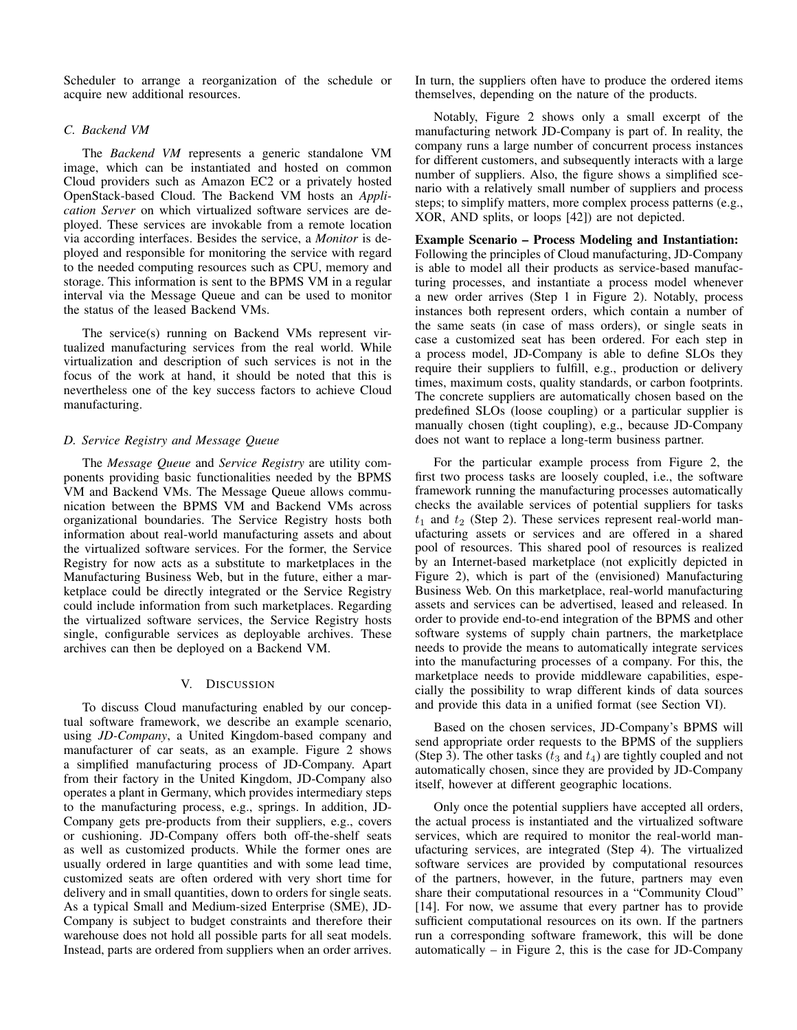Scheduler to arrange a reorganization of the schedule or acquire new additional resources.

### C. Backend VM

The *Backend VM* represents a generic standalone VM image, which can be instantiated and hosted on common Cloud providers such as Amazon EC2 or a privately hosted OpenStack-based Cloud. The Backend VM hosts an *Application Server* on which virtualized software services are deployed. These services are invokable from a remote location via according interfaces. Besides the service, a *Monitor* is deployed and responsible for monitoring the service with regard to the needed computing resources such as CPU, memory and storage. This information is sent to the BPMS VM in a regular interval via the Message Queue and can be used to monitor the status of the leased Backend VMs.

The service(s) running on Backend VMs represent virtualized manufacturing services from the real world. While virtualization and description of such services is not in the focus of the work at hand, it should be noted that this is nevertheless one of the key success factors to achieve Cloud manufacturing.

### D. Service Registry and Message Queue

The *Message Queue* and *Service Registry* are utility components providing basic functionalities needed by the BPMS VM and Backend VMs. The Message Queue allows communication between the BPMS VM and Backend VMs across organizational boundaries. The Service Registry hosts both information about real-world manufacturing assets and about the virtualized software services. For the former, the Service Registry for now acts as a substitute to marketplaces in the Manufacturing Business Web, but in the future, either a marketplace could be directly integrated or the Service Registry could include information from such marketplaces. Regarding the virtualized software services, the Service Registry hosts single, configurable services as deployable archives. These archives can then be deployed on a Backend VM.

## V. Discussion

To discuss Cloud manufacturing enabled by our conceptual software framework, we describe an example scenario, using *JD-Company*, a United Kingdom-based company and manufacturer of car seats, as an example. Figure 2 shows a simplified manufacturing process of JD-Company. Apart from their factory in the United Kingdom, JD-Company also operates a plant in Germany, which provides intermediary steps to the manufacturing process, e.g., springs. In addition, JD-Company gets pre-products from their suppliers, e.g., covers or cushioning. JD-Company offers both off-the-shelf seats as well as customized products. While the former ones are usually ordered in large quantities and with some lead time, customized seats are often ordered with very short time for delivery and in small quantities, down to orders for single seats. As a typical Small and Medium-sized Enterprise (SME), JD-Company is subject to budget constraints and therefore their warehouse does not hold all possible parts for all seat models. Instead, parts are ordered from suppliers when an order arrives. In turn, the suppliers often have to produce the ordered items themselves, depending on the nature of the products.

Notably, Figure 2 shows only a small excerpt of the manufacturing network JD-Company is part of. In reality, the company runs a large number of concurrent process instances for different customers, and subsequently interacts with a large number of suppliers. Also, the figure shows a simplified scenario with a relatively small number of suppliers and process steps; to simplify matters, more complex process patterns (e.g., XOR, AND splits, or loops [42]) are not depicted.

**Example Scenario – Process Modeling and Instantiation:** Following the principles of Cloud manufacturing, JD-Company is able to model all their products as service-based manufacturing processes, and instantiate a process model whenever a new order arrives (Step 1 in Figure 2). Notably, process instances both represent orders, which contain a number of the same seats (in case of mass orders), or single seats in case a customized seat has been ordered. For each step in a process model, JD-Company is able to define SLOs they require their suppliers to fulfill, e.g., production or delivery times, maximum costs, quality standards, or carbon footprints. The concrete suppliers are automatically chosen based on the predefined SLOs (loose coupling) or a particular supplier is manually chosen (tight coupling), e.g., because JD-Company does not want to replace a long-term business partner.

For the particular example process from Figure 2, the first two process tasks are loosely coupled, i.e., the software framework running the manufacturing processes automatically checks the available services of potential suppliers for tasks $t_1$ and $t_2$ (Step 2). These services represent real-world manufacturing assets or services and are offered in a shared pool of resources. This shared pool of resources is realized by an Internet-based marketplace (not explicitly depicted in Figure 2), which is part of the (envisioned) Manufacturing Business Web. On this marketplace, real-world manufacturing assets and services can be advertised, leased and released. In order to provide end-to-end integration of the BPMS and other software systems of supply chain partners, the marketplace needs to provide the means to automatically integrate services into the manufacturing processes of a company. For this, the marketplace needs to provide middleware capabilities, especially the possibility to wrap different kinds of data sources and provide this data in a unified format (see Section VI).

Based on the chosen services, JD-Company's BPMS will send appropriate order requests to the BPMS of the suppliers (Step 3). The other tasks ($t_3$ and $t_4$) are tightly coupled and not automatically chosen, since they are provided by JD-Company itself, however at different geographic locations.

Only once the potential suppliers have accepted all orders, the actual process is instantiated and the virtualized software services, which are required to monitor the real-world manufacturing services, are integrated (Step 4). The virtualized software services are provided by computational resources of the partners, however, in the future, partners may even share their computational resources in a "Community Cloud" [14]. For now, we assume that every partner has to provide sufficient computational resources on its own. If the partners run a corresponding software framework, this will be done automatically – in Figure 2, this is the case for JD-Company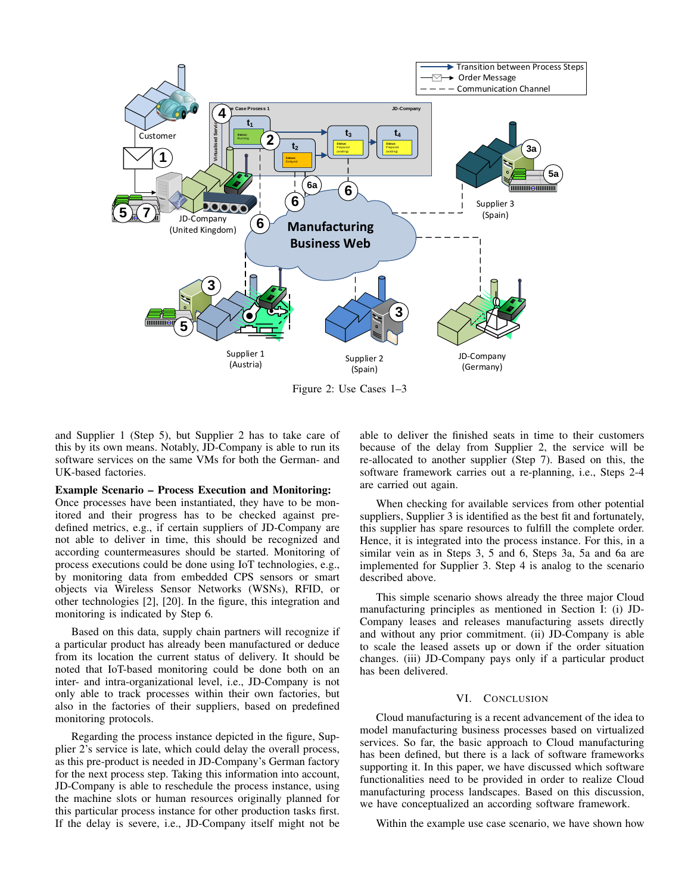Figure 2: Use Cases 1–3

and Supplier 1 (Step 5), but Supplier 2 has to take care of this by its own means. Notably, JD-Company is able to run its software services on the same VMs for both the German- and UK-based factories.

**Example Scenario – Process Execution and Monitoring:** Once processes have been instantiated, they have to be monitored and their progress has to be checked against predefined metrics, e.g., if certain suppliers of JD-Company are not able to deliver in time, this should be recognized and according countermeasures should be started. Monitoring of process executions could be done using IoT technologies, e.g., by monitoring data from embedded CPS sensors or smart objects via Wireless Sensor Networks (WSNs), RFID, or other technologies [2], [20]. In the figure, this integration and monitoring is indicated by Step 6.

Based on this data, supply chain partners will recognize if a particular product has already been manufactured or deduce from its location the current status of delivery. It should be noted that IoT-based monitoring could be done both on an inter- and intra-organizational level, i.e., JD-Company is not only able to track processes within their own factories, but also in the factories of their suppliers, based on predefined monitoring protocols.

Regarding the process instance depicted in the figure, Supplier 2's service is late, which could delay the overall process, as this pre-product is needed in JD-Company's German factory for the next process step. Taking this information into account, JD-Company is able to reschedule the process instance, using the machine slots or human resources originally planned for this particular process instance for other production tasks first. If the delay is severe, i.e., JD-Company itself might not be able to deliver the finished seats in time to their customers because of the delay from Supplier 2, the service will be re-allocated to another supplier (Step 7). Based on this, the software framework carries out a re-planning, i.e., Steps 2-4 are carried out again.

When checking for available services from other potential suppliers, Supplier 3 is identified as the best fit and fortunately, this supplier has spare resources to fulfill the complete order. Hence, it is integrated into the process instance. For this, in a similar vein as in Steps 3, 5 and 6, Steps 3a, 5a and 6a are implemented for Supplier 3. Step 4 is analog to the scenario described above.

This simple scenario shows already the three major Cloud manufacturing principles as mentioned in Section I: (i) JD-Company leases and releases manufacturing assets directly and without any prior commitment. (ii) JD-Company is able to scale the leased assets up or down if the order situation changes. (iii) JD-Company pays only if a particular product has been delivered.

## VI. Conclusion

Cloud manufacturing is a recent advancement of the idea to model manufacturing business processes based on virtualized services. So far, the basic approach to Cloud manufacturing has been defined, but there is a lack of software frameworks supporting it. In this paper, we have discussed which software functionalities need to be provided in order to realize Cloud manufacturing process landscapes. Based on this discussion, we have conceptualized an according software framework.

Within the example use case scenario, we have shown how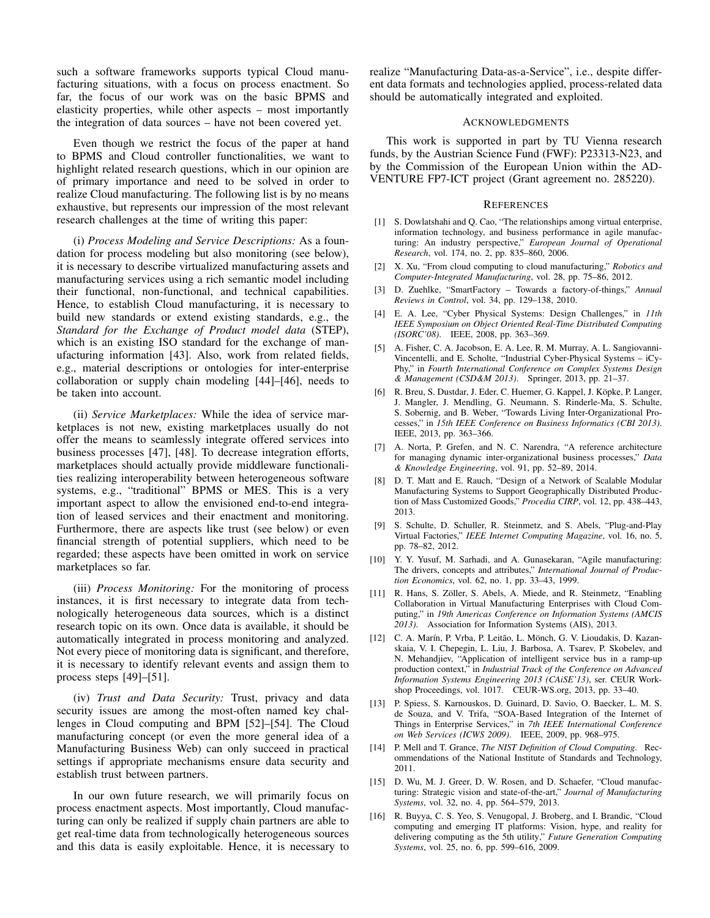such a software frameworks supports typical Cloud manufacturing situations, with a focus on process enactment. So far, the focus of our work was on the basic BPMS and elasticity properties, while other aspects – most importantly the integration of data sources – have not been covered yet.

Even though we restrict the focus of the paper at hand to BPMS and Cloud controller functionalities, we want to highlight related research questions, which in our opinion are of primary importance and need to be solved in order to realize Cloud manufacturing. The following list is by no means exhaustive, but represents our impression of the most relevant research challenges at the time of writing this paper:

(i) *Process Modeling and Service Descriptions:* As a foundation for process modeling but also monitoring (see below), it is necessary to describe virtualized manufacturing assets and manufacturing services using a rich semantic model including their functional, non-functional, and technical capabilities. Hence, to establish Cloud manufacturing, it is necessary to build new standards or extend existing standards, e.g., the *Standard for the Exchange of Product model data* (STEP), which is an existing ISO standard for the exchange of manufacturing information [43]. Also, work from related fields, e.g., material descriptions or ontologies for inter-enterprise collaboration or supply chain modeling [44]–[46], needs to be taken into account.

(ii) *Service Marketplaces:* While the idea of service marketplaces is not new, existing marketplaces usually do not offer the means to seamlessly integrate offered services into business processes [47], [48]. To decrease integration efforts, marketplaces should actually provide middleware functionalities realizing interoperability between heterogeneous software systems, e.g., "traditional" BPMS or MES. This is a very important aspect to allow the envisioned end-to-end integration of leased services and their enactment and monitoring. Furthermore, there are aspects like trust (see below) or even financial strength of potential suppliers, which need to be regarded; these aspects have been omitted in work on service marketplaces so far.

(iii) *Process Monitoring:* For the monitoring of process instances, it is first necessary to integrate data from technologically heterogeneous data sources, which is a distinct research topic on its own. Once data is available, it should be automatically integrated in process monitoring and analyzed. Not every piece of monitoring data is significant, and therefore, it is necessary to identify relevant events and assign them to process steps [49]–[51].

(iv) *Trust and Data Security:* Trust, privacy and data security issues are among the most-often named key challenges in Cloud computing and BPM [52]–[54]. The Cloud manufacturing concept (or even the more general idea of a Manufacturing Business Web) can only succeed in practical settings if appropriate mechanisms ensure data security and establish trust between partners.

In our own future research, we will primarily focus on process enactment aspects. Most importantly, Cloud manufacturing can only be realized if supply chain partners are able to get real-time data from technologically heterogeneous sources and this data is easily exploitable. Hence, it is necessary to realize "Manufacturing Data-as-a-Service", i.e., despite different data formats and technologies applied, process-related data should be automatically integrated and exploited.

## Acknowledgments

This work is supported in part by TU Vienna research funds, by the Austrian Science Fund (FWF): P23313-N23, and by the Commission of the European Union within the ADVENTURE FP7-ICT project (Grant agreement no. 285220).

## References

[1] S. Dowlatshahi and Q. Cao, "The relationships among virtual enterprise, information technology, and business performance in agile manufacturing: An industry perspective," *European Journal of Operational Research*, vol. 174, no. 2, pp. 835–860, 2006.

[2] X. Xu, "From cloud computing to cloud manufacturing," *Robotics and Computer-Integrated Manufacturing*, vol. 28, pp. 75–86, 2012.

[3] D. Zuehlke, "SmartFactory – Towards a factory-of-things," *Annual Reviews in Control*, vol. 34, pp. 129–138, 2010.

[4] E. A. Lee, "Cyber Physical Systems: Design Challenges," in *11th IEEE Symposium on Object Oriented Real-Time Distributed Computing (ISORC'08)*. IEEE, 2008, pp. 363–369.

[5] A. Fisher, C. A. Jacobson, E. A. Lee, R. M. Murray, A. L. Sangiovanni-Vincentelli, and E. Scholte, "Industrial Cyber-Physical Systems – iCyPhy," in *Fourth International Conference on Complex Systems Design & Management (CSD&M 2013)*. Springer, 2013, pp. 21–37.

[6] R. Breu, S. Dustdar, J. Eder, C. Huemer, G. Kappel, J. Köpke, P. Langer, J. Mangler, J. Mendling, G. Neumann, S. Rinderle-Ma, S. Schulte, S. Sobernig, and B. Weber, "Towards Living Inter-Organizational Processes," in *15th IEEE Conference on Business Informatics (CBI 2013)*. IEEE, 2013, pp. 363–366.

[7] A. Norta, P. Grefen, and N. C. Narendra, "A reference architecture for managing dynamic inter-organizational business processes," *Data & Knowledge Engineering*, vol. 91, pp. 52–89, 2014.

[8] D. T. Matt and E. Rauch, "Design of a Network of Scalable Modular Manufacturing Systems to Support Geographically Distributed Production of Mass Customized Goods," *Procedia CIRP*, vol. 12, pp. 438–443, 2013.

[9] S. Schulte, D. Schuller, R. Steinmetz, and S. Abels, "Plug-and-Play Virtual Factories," *IEEE Internet Computing Magazine*, vol. 16, no. 5, pp. 78–82, 2012.

[10] Y. Y. Yusuf, M. Sarhadi, and A. Gunasekaran, "Agile manufacturing: The drivers, concepts and attributes," *International Journal of Production Economics*, vol. 62, no. 1, pp. 33–43, 1999.

[11] R. Hans, S. Zöller, S. Abels, A. Miede, and R. Steinmetz, "Enabling Collaboration in Virtual Manufacturing Enterprises with Cloud Computing," in *19th Americas Conference on Information Systems (AMCIS 2013)*. Association for Information Systems (AIS), 2013.

[12] C. A. Marín, P. Vrba, P. Leitão, L. Mönch, G. V. Lioudakis, D. Kazanskaia, V. I. Chepegin, L. Liu, J. Barbosa, A. Tsarev, P. Skobelev, and N. Mehandjiev, "Application of intelligent service bus in a ramp-up production context," in *Industrial Track of the Conference on Advanced Information Systems Engineering 2013 (CAiSE'13)*, ser. CEUR Workshop Proceedings, vol. 1017. CEUR-WS.org, 2013, pp. 33–40.

[13] P. Spiess, S. Karnouskos, D. Guinard, D. Savio, O. Baecker, L. M. S. de Souza, and V. Trifa, "SOA-Based Integration of the Internet of Things in Enterprise Services," in *7th IEEE International Conference on Web Services (ICWS 2009)*. IEEE, 2009, pp. 968–975.

[14] P. Mell and T. Grance, *The NIST Definition of Cloud Computing*. Recommendations of the National Institute of Standards and Technology, 2011.

[15] D. Wu, M. J. Greer, D. W. Rosen, and D. Schaefer, "Cloud manufacturing: Strategic vision and state-of-the-art," *Journal of Manufacturing Systems*, vol. 32, no. 4, pp. 564–579, 2013.

[16] R. Buyya, C. S. Yeo, S. Venugopal, J. Broberg, and I. Brandic, "Cloud computing and emerging IT platforms: Vision, hype, and reality for delivering computing as the 5th utility," *Future Generation Computing Systems*, vol. 25, no. 6, pp. 599–616, 2009.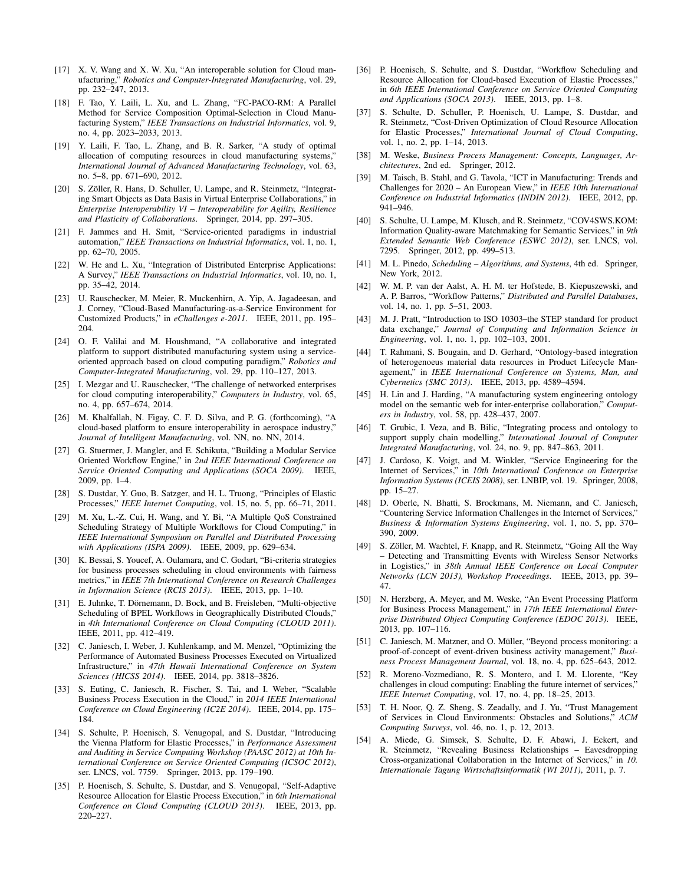[17] X. V. Wang and X. W. Xu, "An interoperable solution for Cloud manufacturing," *Robotics and Computer-Integrated Manufacturing*, vol. 29, pp. 232–247, 2013.

[18] F. Tao, Y. Laili, L. Xu, and L. Zhang, "FC-PACO-RM: A Parallel Method for Service Composition Optimal-Selection in Cloud Manufacturing System," *IEEE Transactions on Industrial Informatics*, vol. 9, no. 4, pp. 2023–2033, 2013.

[19] Y. Laili, F. Tao, L. Zhang, and B. R. Sarker, "A study of optimal allocation of computing resources in cloud manufacturing systems," *International Journal of Advanced Manufacturing Technology*, vol. 63, no. 5–8, pp. 671–690, 2012.

[20] S. Zöller, R. Hans, D. Schuller, U. Lampe, and R. Steinmetz, "Integrating Smart Objects as Data Basis in Virtual Enterprise Collaborations," in *Enterprise Interoperability VI – Interoperability for Agility, Resilience and Plasticity of Collaborations*. Springer, 2014, pp. 297–305.

[21] F. Jammes and H. Smit, "Service-oriented paradigms in industrial automation," *IEEE Transactions on Industrial Informatics*, vol. 1, no. 1, pp. 62–70, 2005.

[22] W. He and L. Xu, "Integration of Distributed Enterprise Applications: A Survey," *IEEE Transactions on Industrial Informatics*, vol. 10, no. 1, pp. 35–42, 2014.

[23] U. Rauschecker, M. Meier, R. Muckenhirn, A. Yip, A. Jagadeesan, and J. Corney, "Cloud-Based Manufacturing-as-a-Service Environment for Customized Products," in *eChallenges e-2011*. IEEE, 2011, pp. 195–204.

[24] O. F. Valilai and M. Houshmand, "A collaborative and integrated platform to support distributed manufacturing system using a service-oriented approach based on cloud computing paradigm," *Robotics and Computer-Integrated Manufacturing*, vol. 29, pp. 110–127, 2013.

[25] I. Mezgar and U. Rauschecker, "The challenge of networked enterprises for cloud computing interoperability," *Computers in Industry*, vol. 65, no. 4, pp. 657–674, 2014.

[26] M. Khalfallah, N. Figay, C. F. D. Silva, and P. G. (forthcoming), "A cloud-based platform to ensure interoperability in aerospace industry," *Journal of Intelligent Manufacturing*, vol. NN, no. NN, 2014.

[27] G. Stuermer, J. Mangler, and E. Schikuta, "Building a Modular Service Oriented Workflow Engine," in *2nd IEEE International Conference on Service Oriented Computing and Applications (SOCA 2009)*. IEEE, 2009, pp. 1–4.

[28] S. Dustdar, Y. Guo, B. Satzger, and H. L. Truong, "Principles of Elastic Processes," *IEEE Internet Computing*, vol. 15, no. 5, pp. 66–71, 2011.

[29] M. Xu, L.-Z. Cui, H. Wang, and Y. Bi, "A Multiple QoS Constrained Scheduling Strategy of Multiple Workflows for Cloud Computing," in *IEEE International Symposium on Parallel and Distributed Processing with Applications (ISPA 2009)*. IEEE, 2009, pp. 629–634.

[30] K. Bessai, S. Youcef, A. Oulamara, and C. Godart, "Bi-criteria strategies for business processes scheduling in cloud environments with fairness metrics," in *IEEE 7th International Conference on Research Challenges in Information Science (RCIS 2013)*. IEEE, 2013, pp. 1–10.

[31] E. Juhnke, T. Dörnemann, D. Bock, and B. Freisleben, "Multi-objective Scheduling of BPEL Workflows in Geographically Distributed Clouds," in *4th International Conference on Cloud Computing (CLOUD 2011)*. IEEE, 2011, pp. 412–419.

[32] C. Janiesch, I. Weber, J. Kuhlenkamp, and M. Menzel, "Optimizing the Performance of Automated Business Processes Executed on Virtualized Infrastructure," in *47th Hawaii International Conference on System Sciences (HICSS 2014)*. IEEE, 2014, pp. 3818–3826.

[33] S. Euting, C. Janiesch, R. Fischer, S. Tai, and I. Weber, "Scalable Business Process Execution in the Cloud," in *2014 IEEE International Conference on Cloud Engineering (IC2E 2014)*. IEEE, 2014, pp. 175–184.

[34] S. Schulte, P. Hoenisch, S. Venugopal, and S. Dustdar, "Introducing the Vienna Platform for Elastic Processes," in *Performance Assessment and Auditing in Service Computing Workshop (PAASC 2012) at 10th International Conference on Service Oriented Computing (ICSOC 2012)*, ser. LNCS, vol. 7759. Springer, 2013, pp. 179–190.

[35] P. Hoenisch, S. Schulte, S. Dustdar, and S. Venugopal, "Self-Adaptive Resource Allocation for Elastic Process Execution," in *6th International Conference on Cloud Computing (CLOUD 2013)*. IEEE, 2013, pp. 220–227.

[36] P. Hoenisch, S. Schulte, and S. Dustdar, "Workflow Scheduling and Resource Allocation for Cloud-based Execution of Elastic Processes," in *6th IEEE International Conference on Service Oriented Computing and Applications (SOCA 2013)*. IEEE, 2013, pp. 1–8.

[37] S. Schulte, D. Schuller, P. Hoenisch, U. Lampe, S. Dustdar, and R. Steinmetz, "Cost-Driven Optimization of Cloud Resource Allocation for Elastic Processes," *International Journal of Cloud Computing*, vol. 1, no. 2, pp. 1–14, 2013.

[38] M. Weske, *Business Process Management: Concepts, Languages, Architectures*, 2nd ed. Springer, 2012.

[39] M. Taisch, B. Stahl, and G. Tavola, "ICT in Manufacturing: Trends and Challenges for 2020 – An European View," in *IEEE 10th International Conference on Industrial Informatics (INDIN 2012)*. IEEE, 2012, pp. 941–946.

[40] S. Schulte, U. Lampe, M. Klusch, and R. Steinmetz, "COV4SWS.KOM: Information Quality-aware Matchmaking for Semantic Services," in *9th Extended Semantic Web Conference (ESWC 2012)*, ser. LNCS, vol. 7295. Springer, 2012, pp. 499–513.

[41] M. L. Pinedo, *Scheduling – Algorithms, and Systems*, 4th ed. Springer, New York, 2012.

[42] W. M. P. van der Aalst, A. H. M. ter Hofstede, B. Kiepuszewski, and A. P. Barros, "Workflow Patterns," *Distributed and Parallel Databases*, vol. 14, no. 1, pp. 5–51, 2003.

[43] M. J. Pratt, "Introduction to ISO 10303–the STEP standard for product data exchange," *Journal of Computing and Information Science in Engineering*, vol. 1, no. 1, pp. 102–103, 2001.

[44] T. Rahmani, S. Bougain, and D. Gerhard, "Ontology-based integration of heterogeneous material data resources in Product Lifecycle Management," in *IEEE International Conference on Systems, Man, and Cybernetics (SMC 2013)*. IEEE, 2013, pp. 4589–4594.

[45] H. Lin and J. Harding, "A manufacturing system engineering ontology model on the semantic web for inter-enterprise collaboration," *Computers in Industry*, vol. 58, pp. 428–437, 2007.

[46] T. Grubic, I. Veza, and B. Bilic, "Integrating process and ontology to support supply chain modelling," *International Journal of Computer Integrated Manufacturing*, vol. 24, no. 9, pp. 847–863, 2011.

[47] J. Cardoso, K. Voigt, and M. Winkler, "Service Engineering for the Internet of Services," in *10th International Conference on Enterprise Information Systems (ICEIS 2008)*, ser. LNBIP, vol. 19. Springer, 2008, pp. 15–27.

[48] D. Oberle, N. Bhatti, S. Brockmans, M. Niemann, and C. Janiesch, "Countering Service Information Challenges in the Internet of Services," *Business & Information Systems Engineering*, vol. 1, no. 5, pp. 370–390, 2009.

[49] S. Zöller, M. Wachtel, F. Knapp, and R. Steinmetz, "Going All the Way – Detecting and Transmitting Events with Wireless Sensor Networks in Logistics," in *38th Annual IEEE Conference on Local Computer Networks (LCN 2013), Workshop Proceedings*. IEEE, 2013, pp. 39–47.

[50] N. Herzberg, A. Meyer, and M. Weske, "An Event Processing Platform for Business Process Management," in *17th IEEE International Enterprise Distributed Object Computing Conference (EDOC 2013)*. IEEE, 2013, pp. 107–116.

[51] C. Janiesch, M. Matzner, and O. Müller, "Beyond process monitoring: a proof-of-concept of event-driven business activity management," *Business Process Management Journal*, vol. 18, no. 4, pp. 625–643, 2012.

[52] R. Moreno-Vozmediano, R. S. Montero, and I. M. Llorente, "Key challenges in cloud computing: Enabling the future internet of services," *IEEE Internet Computing*, vol. 17, no. 4, pp. 18–25, 2013.

[53] T. H. Noor, Q. Z. Sheng, S. Zeadally, and J. Yu, "Trust Management of Services in Cloud Environments: Obstacles and Solutions," *ACM Computing Surveys*, vol. 46, no. 1, p. 12, 2013.

[54] A. Miede, G. Simsek, S. Schulte, D. F. Abawi, J. Eckert, and R. Steinmetz, "Revealing Business Relationships – Eavesdropping Cross-organizational Collaboration in the Internet of Services," in *10. Internationale Tagung Wirtschaftsinformatik (WI 2011)*, 2011, p. 7.